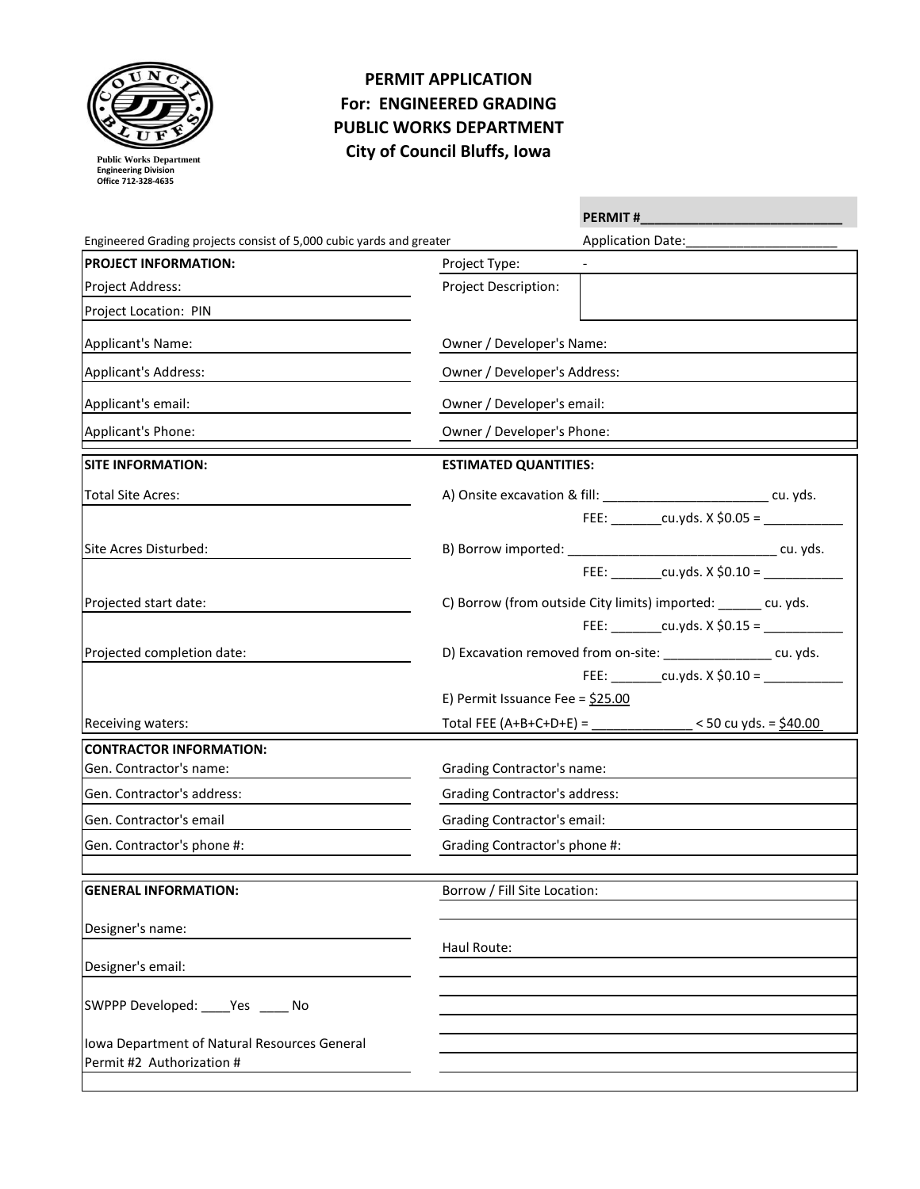Public Works Department
Engineering Division
Office 712-328-4635

# PERMIT APPLICATION
## For: ENGINEERED GRADING
## PUBLIC WORKS DEPARTMENT
## City of Council Bluffs, Iowa

**PERMIT #**___________________________

Engineered Grading projects consist of 5,000 cubic yards and greater

Application Date:_____________________

| **PROJECT INFORMATION:** | Project Type: - |
|---|---|
| Project Address: | Project Description: |
| Project Location: PIN | |
| Applicant's Name: | Owner / Developer's Name: |
| Applicant's Address: | Owner / Developer's Address: |
| Applicant's email: | Owner / Developer's email: |
| Applicant's Phone: | Owner / Developer's Phone: |

| **SITE INFORMATION:** | **ESTIMATED QUANTITIES:** |
|---|---|
| Total Site Acres: | A) Onsite excavation & fill: _______________________ cu. yds. |
| | FEE: _______cu.yds. X $0.05 = ___________ |
| Site Acres Disturbed: | B) Borrow imported: _____________________________ cu. yds. |
| | FEE: _______cu.yds. X $0.10 = ___________ |
| Projected start date: | C) Borrow (from outside City limits) imported: ______ cu. yds. |
| | FEE: _______cu.yds. X $0.15 = ___________ |
| Projected completion date: | D) Excavation removed from on-site: _______________ cu. yds. |
| | FEE: _______cu.yds. X $0.10 = ___________ |
| | E) Permit Issuance Fee = $25.00 |
| Receiving waters: | Total FEE (A+B+C+D+E) = _____________ < 50 cu yds. = $40.00 |

| **CONTRACTOR INFORMATION:** | |
|---|---|
| Gen. Contractor's name: | Grading Contractor's name: |
| Gen. Contractor's address: | Grading Contractor's address: |
| Gen. Contractor's email | Grading Contractor's email: |
| Gen. Contractor's phone #: | Grading Contractor's phone #: |

| **GENERAL INFORMATION:** | Borrow / Fill Site Location: |
|---|---|
| Designer's name: | |
| Designer's email: | Haul Route: |
| SWPPP Developed: ____Yes ____ No | |
| Iowa Department of Natural Resources General Permit #2 Authorization # | |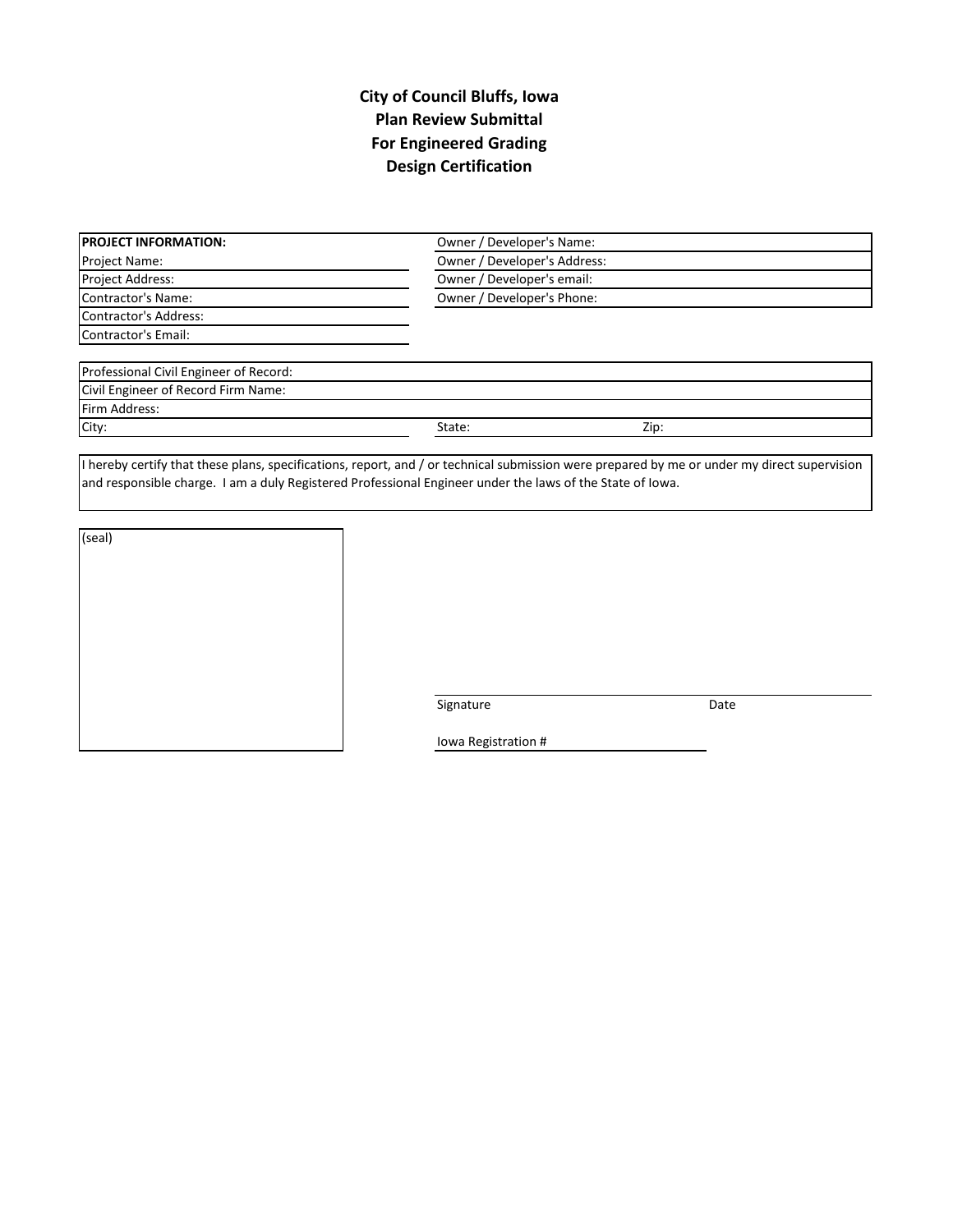# City of Council Bluffs, Iowa
# Plan Review Submittal
# For Engineered Grading
# Design Certification

| **PROJECT INFORMATION:** | Owner / Developer's Name: |
| --- | --- |
| Project Name: | Owner / Developer's Address: |
| Project Address: | Owner / Developer's email: |
| Contractor's Name: | Owner / Developer's Phone: |
| Contractor's Address: | |
| Contractor's Email: | |

| Professional Civil Engineer of Record: | | |
| --- | --- | --- |
| Civil Engineer of Record Firm Name: | | |
| Firm Address: | | |
| City: | State: | Zip: |

I hereby certify that these plans, specifications, report, and / or technical submission were prepared by me or under my direct supervision and responsible charge. I am a duly Registered Professional Engineer under the laws of the State of Iowa.

(seal)

Signature                    Date

Iowa Registration #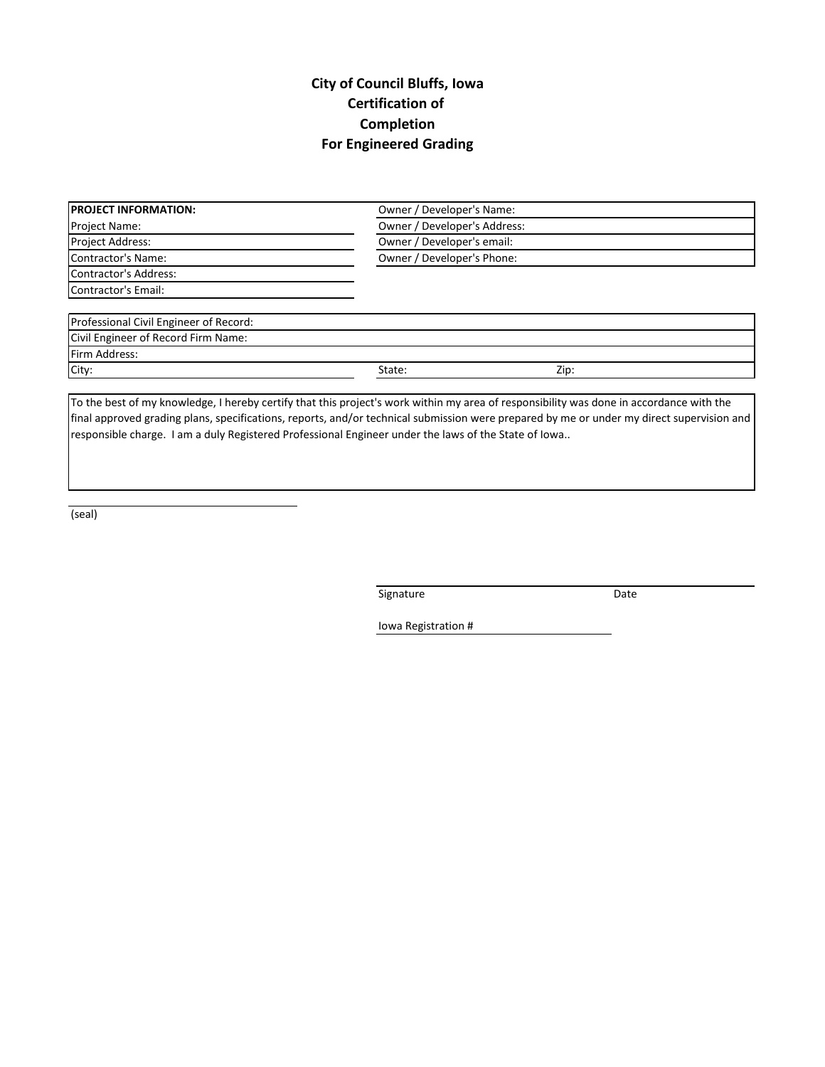# City of Council Bluffs, Iowa
# Certification of
# Completion
# For Engineered Grading

| | |
|---|---|
| **PROJECT INFORMATION:** | Owner / Developer's Name: |
| Project Name: | Owner / Developer's Address: |
| Project Address: | Owner / Developer's email: |
| Contractor's Name: | Owner / Developer's Phone: |
| Contractor's Address: | |
| Contractor's Email: | |

| | | |
|---|---|---|
| Professional Civil Engineer of Record: | | |
| Civil Engineer of Record Firm Name: | | |
| Firm Address: | | |
| City: | State: | Zip: |

To the best of my knowledge, I hereby certify that this project's work within my area of responsibility was done in accordance with the final approved grading plans, specifications, reports, and/or technical submission were prepared by me or under my direct supervision and responsible charge. I am a duly Registered Professional Engineer under the laws of the State of Iowa..

(seal)

Signature    Date

Iowa Registration #